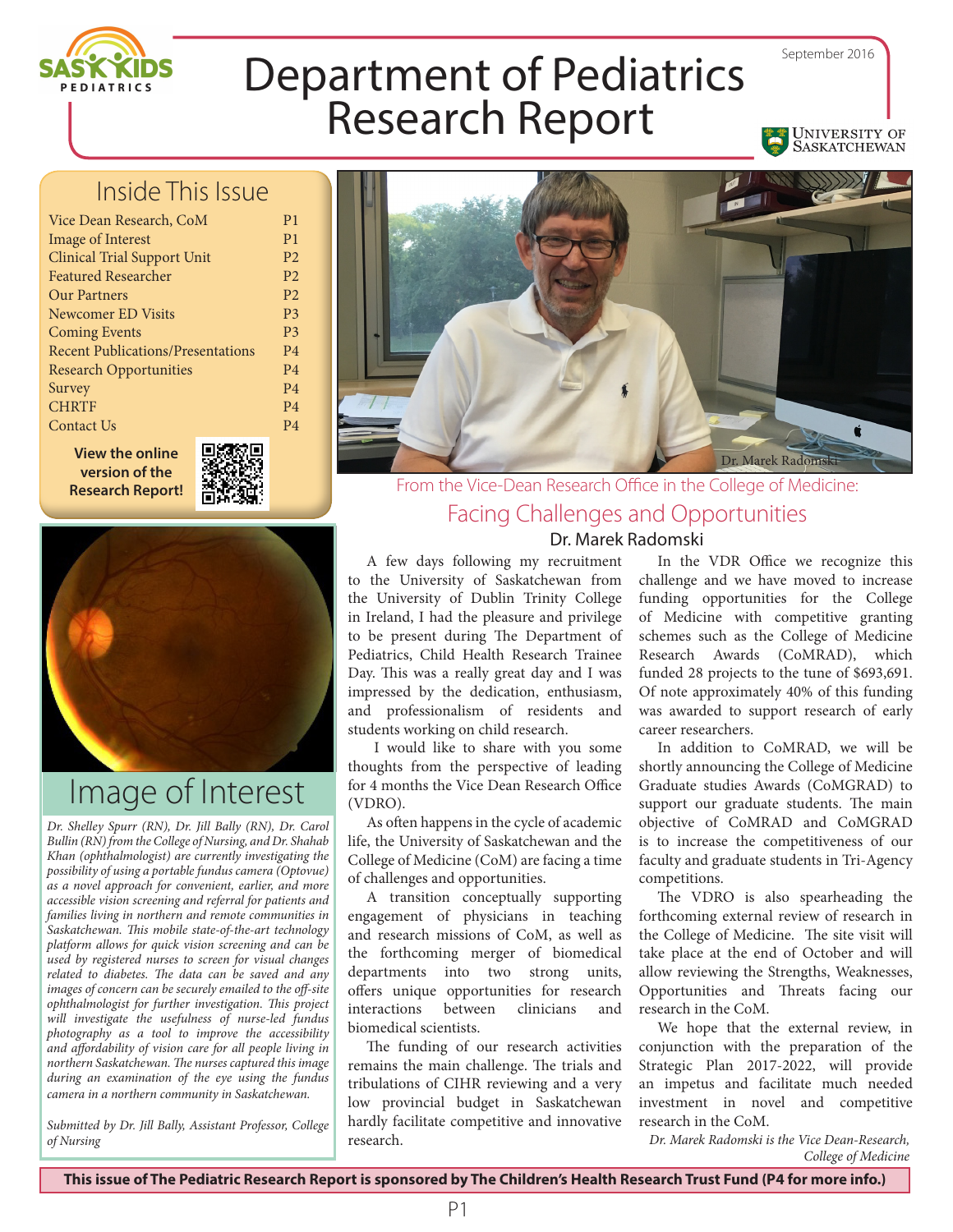# Department of Pediatrics Research Report

September 2016

## Inside This Issue

| | |
|---|---|
| Vice Dean Research, CoM | P1 |
| Image of Interest | P1 |
| Clinical Trial Support Unit | P2 |
| Featured Researcher | P2 |
| Our Partners | P2 |
| Newcomer ED Visits | P3 |
| Coming Events | P3 |
| Recent Publications/Presentations | P4 |
| Research Opportunities | P4 |
| Survey | P4 |
| CHRTF | P4 |
| Contact Us | P4 |

**View the online version of the Research Report!**

Dr. Marek Radomski

From the Vice-Dean Research Office in the College of Medicine:

## Facing Challenges and Opportunities

### Dr. Marek Radomski

A few days following my recruitment to the University of Saskatchewan from the University of Dublin Trinity College in Ireland, I had the pleasure and privilege to be present during The Department of Pediatrics, Child Health Research Trainee Day. This was a really great day and I was impressed by the dedication, enthusiasm, and professionalism of residents and students working on child research.

I would like to share with you some thoughts from the perspective of leading for 4 months the Vice Dean Research Office (VDRO).

As often happens in the cycle of academic life, the University of Saskatchewan and the College of Medicine (CoM) are facing a time of challenges and opportunities.

A transition conceptually supporting engagement of physicians in teaching and research missions of CoM, as well as the forthcoming merger of biomedical departments into two strong units, offers unique opportunities for research interactions between clinicians and biomedical scientists.

The funding of our research activities remains the main challenge. The trials and tribulations of CIHR reviewing and a very low provincial budget in Saskatchewan hardly facilitate competitive and innovative research.

In the VDR Office we recognize this challenge and we have moved to increase funding opportunities for the College of Medicine with competitive granting schemes such as the College of Medicine Research Awards (CoMRAD), which funded 28 projects to the tune of $693,691. Of note approximately 40% of this funding was awarded to support research of early career researchers.

In addition to CoMRAD, we will be shortly announcing the College of Medicine Graduate studies Awards (CoMGRAD) to support our graduate students. The main objective of CoMRAD and CoMGRAD is to increase the competitiveness of our faculty and graduate students in Tri-Agency competitions.

The VDRO is also spearheading the forthcoming external review of research in the College of Medicine. The site visit will take place at the end of October and will allow reviewing the Strengths, Weaknesses, Opportunities and Threats facing our research in the CoM.

We hope that the external review, in conjunction with the preparation of the Strategic Plan 2017-2022, will provide an impetus and facilitate much needed investment in novel and competitive research in the CoM.

*Dr. Marek Radomski is the Vice Dean-Research, College of Medicine*

## Image of Interest

*Dr. Shelley Spurr (RN), Dr. Jill Bally (RN), Dr. Carol Bullin (RN) from the College of Nursing, and Dr. Shahab Khan (ophthalmologist) are currently investigating the possibility of using a portable fundus camera (Optovue) as a novel approach for convenient, earlier, and more accessible vision screening and referral for patients and families living in northern and remote communities in Saskatchewan. This mobile state-of-the-art technology platform allows for quick vision screening and can be used by registered nurses to screen for visual changes related to diabetes. The data can be saved and any images of concern can be securely emailed to the off-site ophthalmologist for further investigation. This project will investigate the usefulness of nurse-led fundus photography as a tool to improve the accessibility and affordability of vision care for all people living in northern Saskatchewan. The nurses captured this image during an examination of the eye using the fundus camera in a northern community in Saskatchewan.*

*Submitted by Dr. Jill Bally, Assistant Professor, College of Nursing*

**This issue of The Pediatric Research Report is sponsored by The Children's Health Research Trust Fund (P4 for more info.)**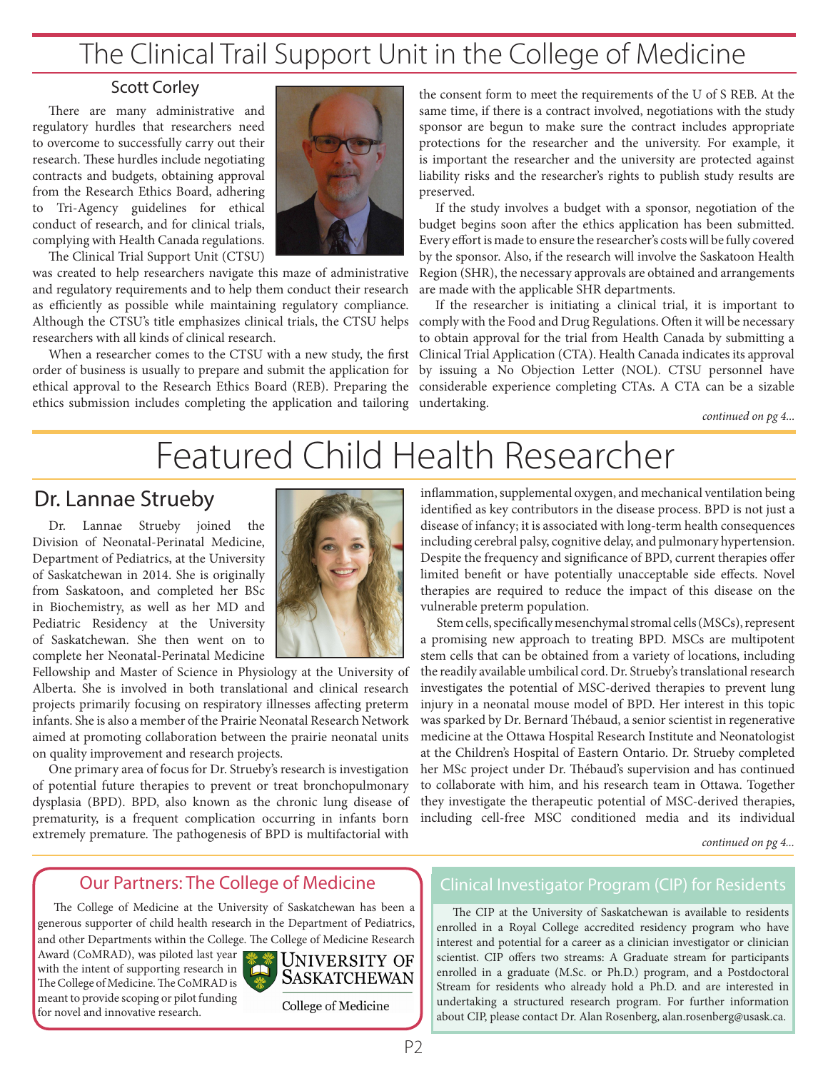# The Clinical Trail Support Unit in the College of Medicine

### Scott Corley

There are many administrative and regulatory hurdles that researchers need to overcome to successfully carry out their research. These hurdles include negotiating contracts and budgets, obtaining approval from the Research Ethics Board, adhering to Tri-Agency guidelines for ethical conduct of research, and for clinical trials, complying with Health Canada regulations.

The Clinical Trial Support Unit (CTSU) was created to help researchers navigate this maze of administrative and regulatory requirements and to help them conduct their research as efficiently as possible while maintaining regulatory compliance. Although the CTSU's title emphasizes clinical trials, the CTSU helps researchers with all kinds of clinical research.

When a researcher comes to the CTSU with a new study, the first order of business is usually to prepare and submit the application for ethical approval to the Research Ethics Board (REB). Preparing the ethics submission includes completing the application and tailoring the consent form to meet the requirements of the U of S REB. At the same time, if there is a contract involved, negotiations with the study sponsor are begun to make sure the contract includes appropriate protections for the researcher and the university. For example, it is important the researcher and the university are protected against liability risks and the researcher's rights to publish study results are preserved.

If the study involves a budget with a sponsor, negotiation of the budget begins soon after the ethics application has been submitted. Every effort is made to ensure the researcher's costs will be fully covered by the sponsor. Also, if the research will involve the Saskatoon Health Region (SHR), the necessary approvals are obtained and arrangements are made with the applicable SHR departments.

If the researcher is initiating a clinical trial, it is important to comply with the Food and Drug Regulations. Often it will be necessary to obtain approval for the trial from Health Canada by submitting a Clinical Trial Application (CTA). Health Canada indicates its approval by issuing a No Objection Letter (NOL). CTSU personnel have considerable experience completing CTAs. A CTA can be a sizable undertaking.

*continued on pg 4...*

# Featured Child Health Researcher

## Dr. Lannae Strueby

Dr. Lannae Strueby joined the Division of Neonatal-Perinatal Medicine, Department of Pediatrics, at the University of Saskatchewan in 2014. She is originally from Saskatoon, and completed her BSc in Biochemistry, as well as her MD and Pediatric Residency at the University of Saskatchewan. She then went on to complete her Neonatal-Perinatal Medicine Fellowship and Master of Science in Physiology at the University of Alberta. She is involved in both translational and clinical research projects primarily focusing on respiratory illnesses affecting preterm infants. She is also a member of the Prairie Neonatal Research Network aimed at promoting collaboration between the prairie neonatal units on quality improvement and research projects.

One primary area of focus for Dr. Strueby's research is investigation of potential future therapies to prevent or treat bronchopulmonary dysplasia (BPD). BPD, also known as the chronic lung disease of prematurity, is a frequent complication occurring in infants born extremely premature. The pathogenesis of BPD is multifactorial with inflammation, supplemental oxygen, and mechanical ventilation being identified as key contributors in the disease process. BPD is not just a disease of infancy; it is associated with long-term health consequences including cerebral palsy, cognitive delay, and pulmonary hypertension. Despite the frequency and significance of BPD, current therapies offer limited benefit or have potentially unacceptable side effects. Novel therapies are required to reduce the impact of this disease on the vulnerable preterm population.

Stem cells, specifically mesenchymal stromal cells (MSCs), represent a promising new approach to treating BPD. MSCs are multipotent stem cells that can be obtained from a variety of locations, including the readily available umbilical cord. Dr. Strueby's translational research investigates the potential of MSC-derived therapies to prevent lung injury in a neonatal mouse model of BPD. Her interest in this topic was sparked by Dr. Bernard Thébaud, a senior scientist in regenerative medicine at the Ottawa Hospital Research Institute and Neonatologist at the Children's Hospital of Eastern Ontario. Dr. Strueby completed her MSc project under Dr. Thébaud's supervision and has continued to collaborate with him, and his research team in Ottawa. Together they investigate the therapeutic potential of MSC-derived therapies, including cell-free MSC conditioned media and its individual

*continued on pg 4...*

### Our Partners: The College of Medicine

The College of Medicine at the University of Saskatchewan has been a generous supporter of child health research in the Department of Pediatrics, and other Departments within the College. The College of Medicine Research Award (CoMRAD), was piloted last year with the intent of supporting research in The College of Medicine. The CoMRAD is meant to provide scoping or pilot funding for novel and innovative research.

University of Saskatchewan
College of Medicine

### Clinical Investigator Program (CIP) for Residents

The CIP at the University of Saskatchewan is available to residents enrolled in a Royal College accredited residency program who have interest and potential for a career as a clinician investigator or clinician scientist. CIP offers two streams: A Graduate stream for participants enrolled in a graduate (M.Sc. or Ph.D.) program, and a Postdoctoral Stream for residents who already hold a Ph.D. and are interested in undertaking a structured research program. For further information about CIP, please contact Dr. Alan Rosenberg, alan.rosenberg@usask.ca.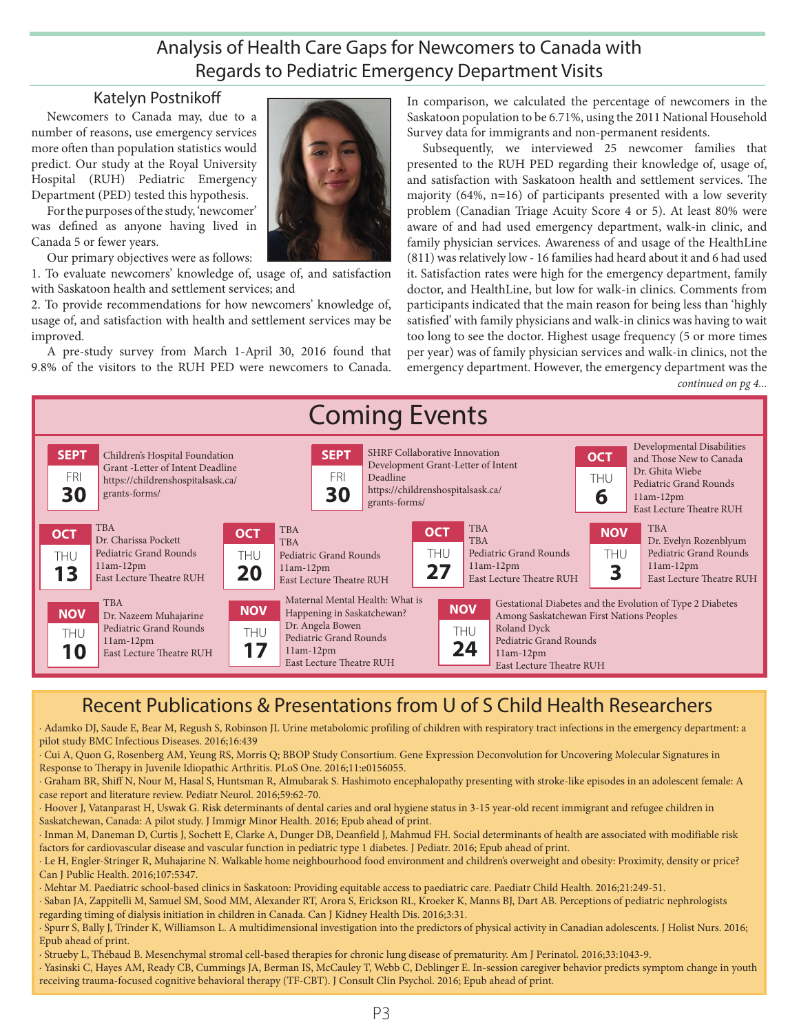## Analysis of Health Care Gaps for Newcomers to Canada with Regards to Pediatric Emergency Department Visits

### Katelyn Postnikoff

Newcomers to Canada may, due to a number of reasons, use emergency services more often than population statistics would predict. Our study at the Royal University Hospital (RUH) Pediatric Emergency Department (PED) tested this hypothesis.

For the purposes of the study, 'newcomer' was defined as anyone having lived in Canada 5 or fewer years.

Our primary objectives were as follows:

1. To evaluate newcomers' knowledge of, usage of, and satisfaction with Saskatoon health and settlement services; and
2. To provide recommendations for how newcomers' knowledge of, usage of, and satisfaction with health and settlement services may be improved.

A pre-study survey from March 1-April 30, 2016 found that 9.8% of the visitors to the RUH PED were newcomers to Canada. In comparison, we calculated the percentage of newcomers in the Saskatoon population to be 6.71%, using the 2011 National Household Survey data for immigrants and non-permanent residents.

Subsequently, we interviewed 25 newcomer families that presented to the RUH PED regarding their knowledge of, usage of, and satisfaction with Saskatoon health and settlement services. The majority (64%, n=16) of participants presented with a low severity problem (Canadian Triage Acuity Score 4 or 5). At least 80% were aware of and had used emergency department, walk-in clinic, and family physician services. Awareness of and usage of the HealthLine (811) was relatively low - 16 families had heard about it and 6 had used it. Satisfaction rates were high for the emergency department, family doctor, and HealthLine, but low for walk-in clinics. Comments from participants indicated that the main reason for being less than 'highly satisfied' with family physicians and walk-in clinics was having to wait too long to see the doctor. Highest usage frequency (5 or more times per year) was of family physician services and walk-in clinics, not the emergency department. However, the emergency department was the

*continued on pg 4...*

## Coming Events

- **SEPT FRI 30** — Children's Hospital Foundation Grant -Letter of Intent Deadline, https://childrenshospitalsask.ca/grants-forms/
- **SEPT FRI 30** — SHRF Collaborative Innovation Development Grant-Letter of Intent Deadline, https://childrenshospitalsask.ca/grants-forms/
- **OCT THU 6** — Developmental Disabilities and Those New to Canada, Dr. Ghita Wiebe, Pediatric Grand Rounds, 11am-12pm, East Lecture Theatre RUH
- **OCT THU 13** — TBA, Dr. Charissa Pockett, Pediatric Grand Rounds, 11am-12pm, East Lecture Theatre RUH
- **OCT THU 20** — TBA, TBA, Pediatric Grand Rounds, 11am-12pm, East Lecture Theatre RUH
- **OCT THU 27** — TBA, TBA, Pediatric Grand Rounds, 11am-12pm, East Lecture Theatre RUH
- **NOV THU 3** — TBA, Dr. Evelyn Rozenblyum, Pediatric Grand Rounds, 11am-12pm, East Lecture Theatre RUH
- **NOV THU 10** — TBA, Dr. Nazeem Muhajarine, Pediatric Grand Rounds, 11am-12pm, East Lecture Theatre RUH
- **NOV THU 17** — Maternal Mental Health: What is Happening in Saskatchewan?, Dr. Angela Bowen, Pediatric Grand Rounds, 11am-12pm, East Lecture Theatre RUH
- **NOV THU 24** — Gestational Diabetes and the Evolution of Type 2 Diabetes Among Saskatchewan First Nations Peoples, Roland Dyck, Pediatric Grand Rounds, 11am-12pm, East Lecture Theatre RUH

## Recent Publications & Presentations from U of S Child Health Researchers

- Adamko DJ, Saude E, Bear M, Regush S, Robinson JL Urine metabolomic profiling of children with respiratory tract infections in the emergency department: a pilot study BMC Infectious Diseases. 2016;16:439
- Cui A, Quon G, Rosenberg AM, Yeung RS, Morris Q; BBOP Study Consortium. Gene Expression Deconvolution for Uncovering Molecular Signatures in Response to Therapy in Juvenile Idiopathic Arthritis. PLoS One. 2016;11:e0156055.
- Graham BR, Shiff N, Nour M, Hasal S, Huntsman R, Almubarak S. Hashimoto encephalopathy presenting with stroke-like episodes in an adolescent female: A case report and literature review. Pediatr Neurol. 2016;59:62-70.
- Hoover J, Vatanparast H, Uswak G. Risk determinants of dental caries and oral hygiene status in 3-15 year-old recent immigrant and refugee children in Saskatchewan, Canada: A pilot study. J Immigr Minor Health. 2016; Epub ahead of print.
- Inman M, Daneman D, Curtis J, Sochett E, Clarke A, Dunger DB, Deanfield J, Mahmud FH. Social determinants of health are associated with modifiable risk factors for cardiovascular disease and vascular function in pediatric type 1 diabetes. J Pediatr. 2016; Epub ahead of print.
- Le H, Engler-Stringer R, Muhajarine N. Walkable home neighbourhood food environment and children's overweight and obesity: Proximity, density or price? Can J Public Health. 2016;107:5347.
- Mehtar M. Paediatric school-based clinics in Saskatoon: Providing equitable access to paediatric care. Paediatr Child Health. 2016;21:249-51.
- Saban JA, Zappitelli M, Samuel SM, Sood MM, Alexander RT, Arora S, Erickson RL, Kroeker K, Manns BJ, Dart AB. Perceptions of pediatric nephrologists regarding timing of dialysis initiation in children in Canada. Can J Kidney Health Dis. 2016;3:31.
- Spurr S, Bally J, Trinder K, Williamson L. A multidimensional investigation into the predictors of physical activity in Canadian adolescents. J Holist Nurs. 2016; Epub ahead of print.
- Strueby L, Thébaud B. Mesenchymal stromal cell-based therapies for chronic lung disease of prematurity. Am J Perinatol. 2016;33:1043-9.
- Yasinski C, Hayes AM, Ready CB, Cummings JA, Berman IS, McCauley T, Webb C, Deblinger E. In-session caregiver behavior predicts symptom change in youth receiving trauma-focused cognitive behavioral therapy (TF-CBT). J Consult Clin Psychol. 2016; Epub ahead of print.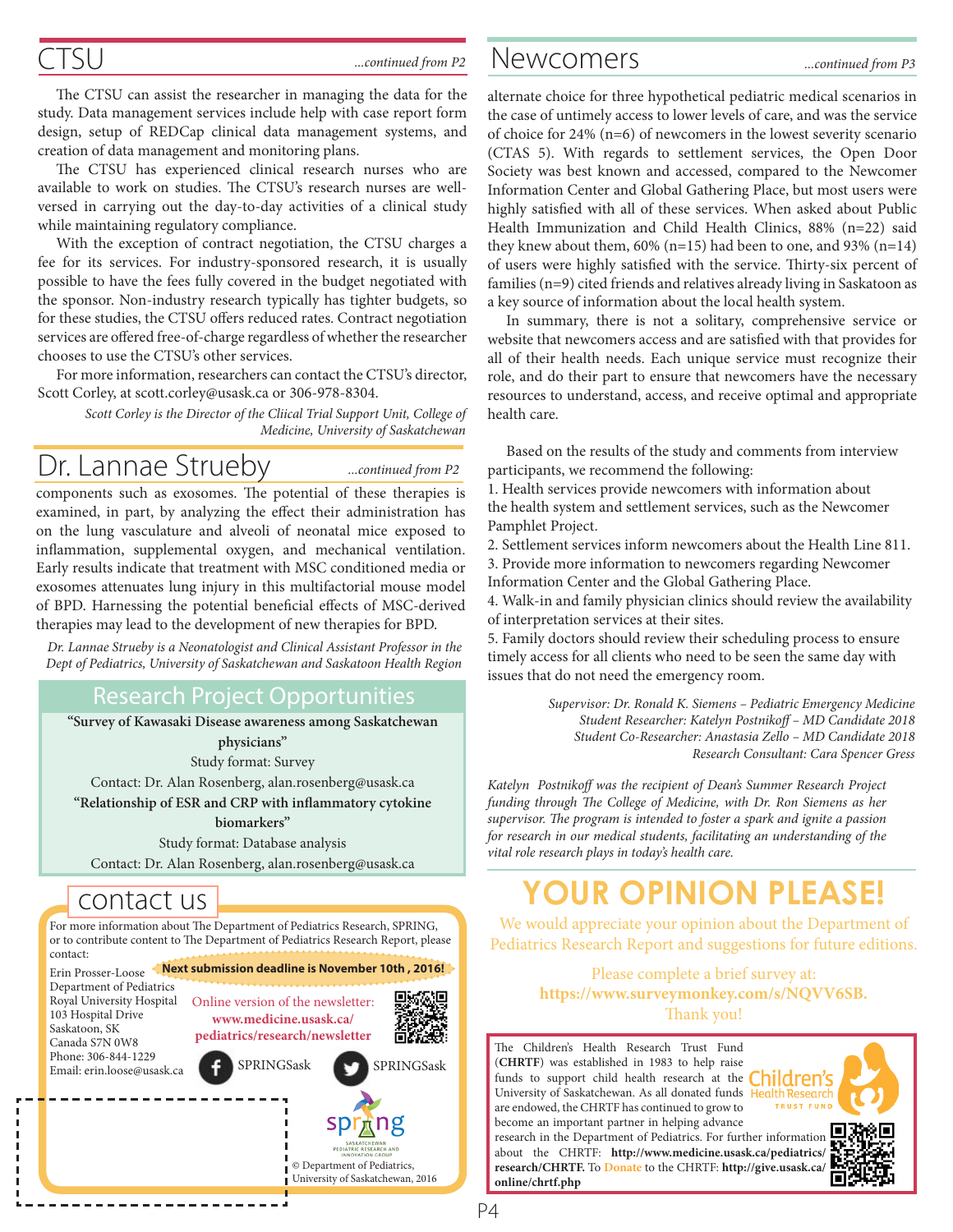## CTSU

*...continued from P2*

The CTSU can assist the researcher in managing the data for the study. Data management services include help with case report form design, setup of REDCap clinical data management systems, and creation of data management and monitoring plans.

The CTSU has experienced clinical research nurses who are available to work on studies. The CTSU's research nurses are well-versed in carrying out the day-to-day activities of a clinical study while maintaining regulatory compliance.

With the exception of contract negotiation, the CTSU charges a fee for its services. For industry-sponsored research, it is usually possible to have the fees fully covered in the budget negotiated with the sponsor. Non-industry research typically has tighter budgets, so for these studies, the CTSU offers reduced rates. Contract negotiation services are offered free-of-charge regardless of whether the researcher chooses to use the CTSU's other services.

For more information, researchers can contact the CTSU's director, Scott Corley, at scott.corley@usask.ca or 306-978-8304.

*Scott Corley is the Director of the Cliical Trial Support Unit, College of Medicine, University of Saskatchewan*

## Dr. Lannae Strueby

*...continued from P2*

components such as exosomes. The potential of these therapies is examined, in part, by analyzing the effect their administration has on the lung vasculature and alveoli of neonatal mice exposed to inflammation, supplemental oxygen, and mechanical ventilation. Early results indicate that treatment with MSC conditioned media or exosomes attenuates lung injury in this multifactorial mouse model of BPD. Harnessing the potential beneficial effects of MSC-derived therapies may lead to the development of new therapies for BPD.

*Dr. Lannae Strueby is a Neonatologist and Clinical Assistant Professor in the Dept of Pediatrics, University of Saskatchewan and Saskatoon Health Region*

## Research Project Opportunities

**"Survey of Kawasaki Disease awareness among Saskatchewan physicians"**
Study format: Survey
Contact: Dr. Alan Rosenberg, alan.rosenberg@usask.ca

**"Relationship of ESR and CRP with inflammatory cytokine biomarkers"**
Study format: Database analysis
Contact: Dr. Alan Rosenberg, alan.rosenberg@usask.ca

## contact us

For more information about The Department of Pediatrics Research, SPRING, or to contribute content to The Department of Pediatrics Research Report, please contact:

**Next submission deadline is November 10th , 2016!**

Erin Prosser-Loose
Department of Pediatrics
Royal University Hospital
103 Hospital Drive
Saskatoon, SK
Canada S7N 0W8
Phone: 306-844-1229
Email: erin.loose@usask.ca

Online version of the newsletter: **www.medicine.usask.ca/pediatrics/research/newsletter**

SPRINGSask SPRINGSask

spring — Saskatchewan Pediatric Research and Innovation Group

© Department of Pediatrics, University of Saskatchewan, 2016

## Newcomers

*...continued from P3*

alternate choice for three hypothetical pediatric medical scenarios in the case of untimely access to lower levels of care, and was the service of choice for 24% (n=6) of newcomers in the lowest severity scenario (CTAS 5). With regards to settlement services, the Open Door Society was best known and accessed, compared to the Newcomer Information Center and Global Gathering Place, but most users were highly satisfied with all of these services. When asked about Public Health Immunization and Child Health Clinics, 88% (n=22) said they knew about them, 60% (n=15) had been to one, and 93% (n=14) of users were highly satisfied with the service. Thirty-six percent of families (n=9) cited friends and relatives already living in Saskatoon as a key source of information about the local health system.

In summary, there is not a solitary, comprehensive service or website that newcomers access and are satisfied with that provides for all of their health needs. Each unique service must recognize their role, and do their part to ensure that newcomers have the necessary resources to understand, access, and receive optimal and appropriate health care.

Based on the results of the study and comments from interview participants, we recommend the following:

1. Health services provide newcomers with information about the health system and settlement services, such as the Newcomer Pamphlet Project.
2. Settlement services inform newcomers about the Health Line 811.
3. Provide more information to newcomers regarding Newcomer Information Center and the Global Gathering Place.
4. Walk-in and family physician clinics should review the availability of interpretation services at their sites.
5. Family doctors should review their scheduling process to ensure timely access for all clients who need to be seen the same day with issues that do not need the emergency room.

*Supervisor: Dr. Ronald K. Siemens – Pediatric Emergency Medicine*
*Student Researcher: Katelyn Postnikoff – MD Candidate 2018*
*Student Co-Researcher: Anastasia Zello – MD Candidate 2018*
*Research Consultant: Cara Spencer Gress*

*Katelyn Postnikoff was the recipient of Dean's Summer Research Project funding through The College of Medicine, with Dr. Ron Siemens as her supervisor. The program is intended to foster a spark and ignite a passion for research in our medical students, facilitating an understanding of the vital role research plays in today's health care.*

## YOUR OPINION PLEASE!

We would appreciate your opinion about the Department of Pediatrics Research Report and suggestions for future editions.

Please complete a brief survey at:
**https://www.surveymonkey.com/s/NQVV6SB.**
Thank you!

The Children's Health Research Trust Fund (**CHRTF**) was established in 1983 to help raise funds to support child health research at the University of Saskatchewan. As all donated funds are endowed, the CHRTF has continued to grow to become an important partner in helping advance research in the Department of Pediatrics. For further information about the CHRTF: **http://www.medicine.usask.ca/pediatrics/research/CHRTF.** To **Donate** to the CHRTF: **http://give.usask.ca/online/chrtf.php**

Children's Health Research Trust Fund